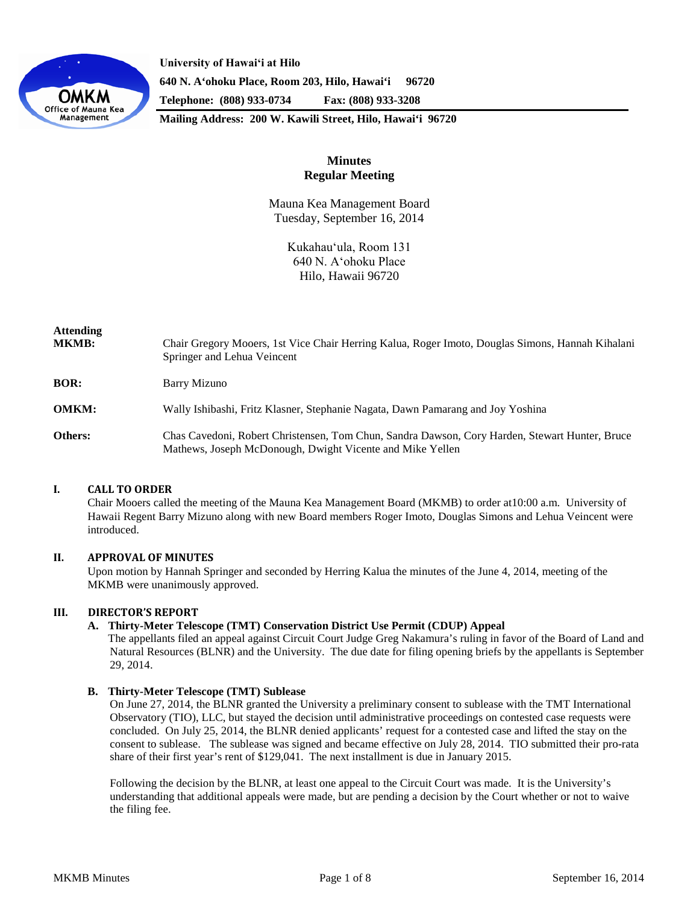**University of Hawaiʻi at Hilo**
**640 N. Aʻohoku Place, Room 203, Hilo, Hawaiʻi 96720**
**Telephone: (808) 933-0734 Fax: (808) 933-3208**
**Mailing Address: 200 W. Kawili Street, Hilo, Hawaiʻi 96720**

# Minutes
## Regular Meeting

Mauna Kea Management Board
Tuesday, September 16, 2014

Kukahauʻula, Room 131
640 N. Aʻohoku Place
Hilo, Hawaii 96720

**Attending MKMB:** Chair Gregory Mooers, 1st Vice Chair Herring Kalua, Roger Imoto, Douglas Simons, Hannah Kihalani Springer and Lehua Veincent

**BOR:** Barry Mizuno

**OMKM:** Wally Ishibashi, Fritz Klasner, Stephanie Nagata, Dawn Pamarang and Joy Yoshina

**Others:** Chas Cavedoni, Robert Christensen, Tom Chun, Sandra Dawson, Cory Harden, Stewart Hunter, Bruce Mathews, Joseph McDonough, Dwight Vicente and Mike Yellen

### I. CALL TO ORDER

Chair Mooers called the meeting of the Mauna Kea Management Board (MKMB) to order at10:00 a.m. University of Hawaii Regent Barry Mizuno along with new Board members Roger Imoto, Douglas Simons and Lehua Veincent were introduced.

### II. APPROVAL OF MINUTES

Upon motion by Hannah Springer and seconded by Herring Kalua the minutes of the June 4, 2014, meeting of the MKMB were unanimously approved.

### III. DIRECTOR'S REPORT

**A. Thirty-Meter Telescope (TMT) Conservation District Use Permit (CDUP) Appeal**

The appellants filed an appeal against Circuit Court Judge Greg Nakamura's ruling in favor of the Board of Land and Natural Resources (BLNR) and the University. The due date for filing opening briefs by the appellants is September 29, 2014.

**B. Thirty-Meter Telescope (TMT) Sublease**

On June 27, 2014, the BLNR granted the University a preliminary consent to sublease with the TMT International Observatory (TIO), LLC, but stayed the decision until administrative proceedings on contested case requests were concluded. On July 25, 2014, the BLNR denied applicants' request for a contested case and lifted the stay on the consent to sublease. The sublease was signed and became effective on July 28, 2014. TIO submitted their pro-rata share of their first year's rent of $129,041. The next installment is due in January 2015.

Following the decision by the BLNR, at least one appeal to the Circuit Court was made. It is the University's understanding that additional appeals were made, but are pending a decision by the Court whether or not to waive the filing fee.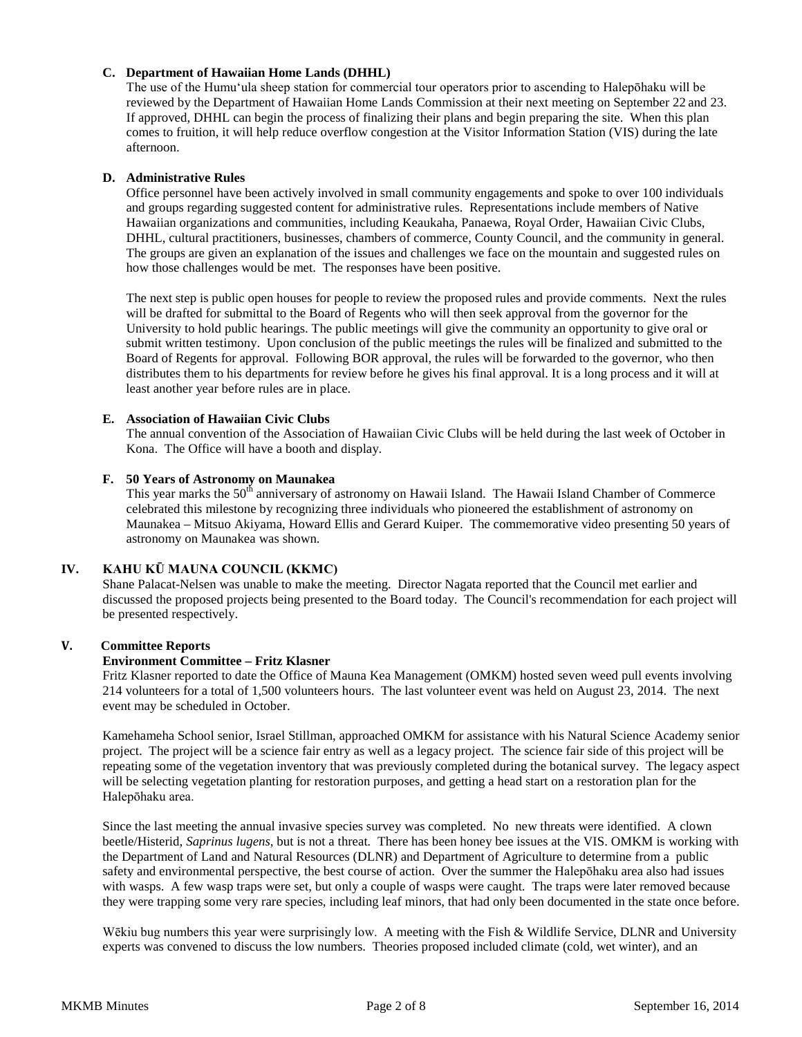**C. Department of Hawaiian Home Lands (DHHL)**

The use of the Humuʻula sheep station for commercial tour operators prior to ascending to Halepōhaku will be reviewed by the Department of Hawaiian Home Lands Commission at their next meeting on September 22 and 23. If approved, DHHL can begin the process of finalizing their plans and begin preparing the site. When this plan comes to fruition, it will help reduce overflow congestion at the Visitor Information Station (VIS) during the late afternoon.

**D. Administrative Rules**

Office personnel have been actively involved in small community engagements and spoke to over 100 individuals and groups regarding suggested content for administrative rules. Representations include members of Native Hawaiian organizations and communities, including Keaukaha, Panaewa, Royal Order, Hawaiian Civic Clubs, DHHL, cultural practitioners, businesses, chambers of commerce, County Council, and the community in general. The groups are given an explanation of the issues and challenges we face on the mountain and suggested rules on how those challenges would be met. The responses have been positive.

The next step is public open houses for people to review the proposed rules and provide comments. Next the rules will be drafted for submittal to the Board of Regents who will then seek approval from the governor for the University to hold public hearings. The public meetings will give the community an opportunity to give oral or submit written testimony. Upon conclusion of the public meetings the rules will be finalized and submitted to the Board of Regents for approval. Following BOR approval, the rules will be forwarded to the governor, who then distributes them to his departments for review before he gives his final approval. It is a long process and it will at least another year before rules are in place.

**E. Association of Hawaiian Civic Clubs**

The annual convention of the Association of Hawaiian Civic Clubs will be held during the last week of October in Kona. The Office will have a booth and display.

**F. 50 Years of Astronomy on Maunakea**

This year marks the 50th anniversary of astronomy on Hawaii Island. The Hawaii Island Chamber of Commerce celebrated this milestone by recognizing three individuals who pioneered the establishment of astronomy on Maunakea – Mitsuo Akiyama, Howard Ellis and Gerard Kuiper. The commemorative video presenting 50 years of astronomy on Maunakea was shown.

## IV. KAHU KŪ MAUNA COUNCIL (KKMC)

Shane Palacat-Nelsen was unable to make the meeting. Director Nagata reported that the Council met earlier and discussed the proposed projects being presented to the Board today. The Council's recommendation for each project will be presented respectively.

## V. Committee Reports

**Environment Committee – Fritz Klasner**

Fritz Klasner reported to date the Office of Mauna Kea Management (OMKM) hosted seven weed pull events involving 214 volunteers for a total of 1,500 volunteers hours. The last volunteer event was held on August 23, 2014. The next event may be scheduled in October.

Kamehameha School senior, Israel Stillman, approached OMKM for assistance with his Natural Science Academy senior project. The project will be a science fair entry as well as a legacy project. The science fair side of this project will be repeating some of the vegetation inventory that was previously completed during the botanical survey. The legacy aspect will be selecting vegetation planting for restoration purposes, and getting a head start on a restoration plan for the Halepōhaku area.

Since the last meeting the annual invasive species survey was completed. No new threats were identified. A clown beetle/Histerid, *Saprinus lugens*, but is not a threat. There has been honey bee issues at the VIS. OMKM is working with the Department of Land and Natural Resources (DLNR) and Department of Agriculture to determine from a public safety and environmental perspective, the best course of action. Over the summer the Halepōhaku area also had issues with wasps. A few wasp traps were set, but only a couple of wasps were caught. The traps were later removed because they were trapping some very rare species, including leaf minors, that had only been documented in the state once before.

Wēkiu bug numbers this year were surprisingly low. A meeting with the Fish & Wildlife Service, DLNR and University experts was convened to discuss the low numbers. Theories proposed included climate (cold, wet winter), and an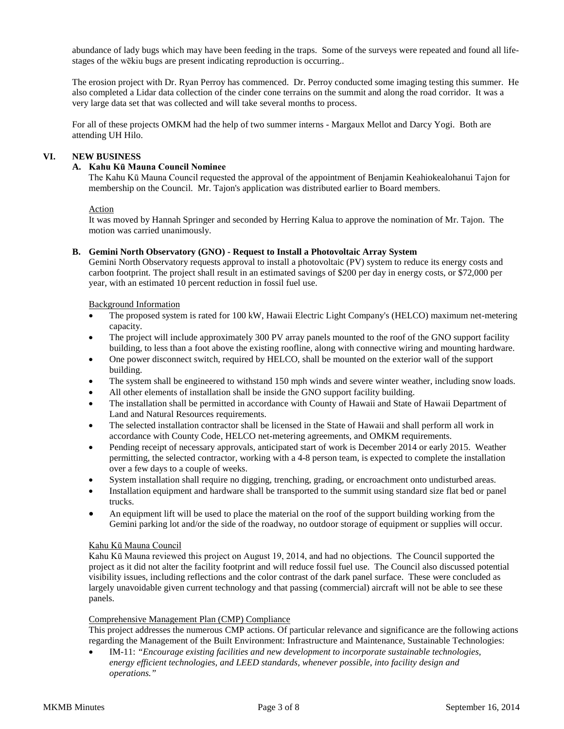abundance of lady bugs which may have been feeding in the traps. Some of the surveys were repeated and found all life-stages of the wēkiu bugs are present indicating reproduction is occurring..

The erosion project with Dr. Ryan Perroy has commenced. Dr. Perroy conducted some imaging testing this summer. He also completed a Lidar data collection of the cinder cone terrains on the summit and along the road corridor. It was a very large data set that was collected and will take several months to process.

For all of these projects OMKM had the help of two summer interns - Margaux Mellot and Darcy Yogi. Both are attending UH Hilo.

## VI. NEW BUSINESS

### A. Kahu Kū Mauna Council Nominee

The Kahu Kū Mauna Council requested the approval of the appointment of Benjamin Keahiokealohanui Tajon for membership on the Council. Mr. Tajon's application was distributed earlier to Board members.

Action

It was moved by Hannah Springer and seconded by Herring Kalua to approve the nomination of Mr. Tajon. The motion was carried unanimously.

### B. Gemini North Observatory (GNO) - Request to Install a Photovoltaic Array System

Gemini North Observatory requests approval to install a photovoltaic (PV) system to reduce its energy costs and carbon footprint. The project shall result in an estimated savings of $200 per day in energy costs, or $72,000 per year, with an estimated 10 percent reduction in fossil fuel use.

Background Information

- The proposed system is rated for 100 kW, Hawaii Electric Light Company's (HELCO) maximum net-metering capacity.
- The project will include approximately 300 PV array panels mounted to the roof of the GNO support facility building, to less than a foot above the existing roofline, along with connective wiring and mounting hardware.
- One power disconnect switch, required by HELCO, shall be mounted on the exterior wall of the support building.
- The system shall be engineered to withstand 150 mph winds and severe winter weather, including snow loads.
- All other elements of installation shall be inside the GNO support facility building.
- The installation shall be permitted in accordance with County of Hawaii and State of Hawaii Department of Land and Natural Resources requirements.
- The selected installation contractor shall be licensed in the State of Hawaii and shall perform all work in accordance with County Code, HELCO net-metering agreements, and OMKM requirements.
- Pending receipt of necessary approvals, anticipated start of work is December 2014 or early 2015. Weather permitting, the selected contractor, working with a 4-8 person team, is expected to complete the installation over a few days to a couple of weeks.
- System installation shall require no digging, trenching, grading, or encroachment onto undisturbed areas.
- Installation equipment and hardware shall be transported to the summit using standard size flat bed or panel trucks.
- An equipment lift will be used to place the material on the roof of the support building working from the Gemini parking lot and/or the side of the roadway, no outdoor storage of equipment or supplies will occur.

Kahu Kū Mauna Council

Kahu Kū Mauna reviewed this project on August 19, 2014, and had no objections. The Council supported the project as it did not alter the facility footprint and will reduce fossil fuel use. The Council also discussed potential visibility issues, including reflections and the color contrast of the dark panel surface. These were concluded as largely unavoidable given current technology and that passing (commercial) aircraft will not be able to see these panels.

Comprehensive Management Plan (CMP) Compliance

This project addresses the numerous CMP actions. Of particular relevance and significance are the following actions regarding the Management of the Built Environment: Infrastructure and Maintenance, Sustainable Technologies:

- IM-11: *"Encourage existing facilities and new development to incorporate sustainable technologies, energy efficient technologies, and LEED standards, whenever possible, into facility design and operations."*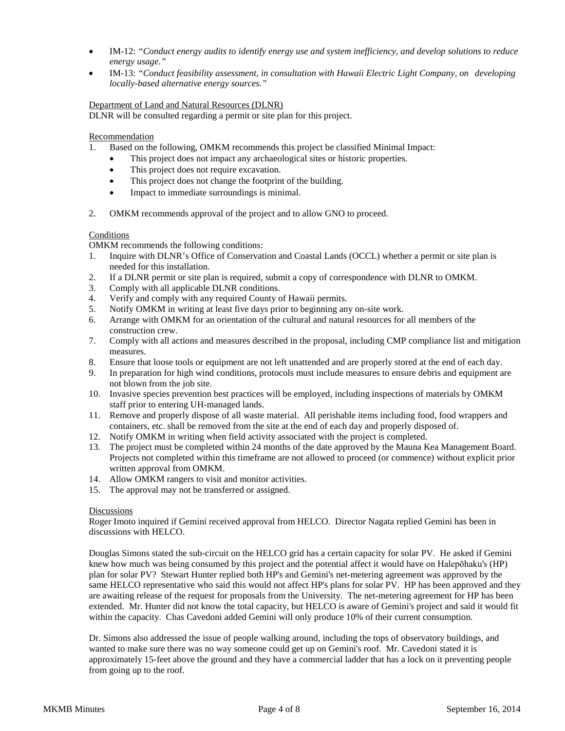- IM-12: *"Conduct energy audits to identify energy use and system inefficiency, and develop solutions to reduce energy usage."*
- IM-13: *"Conduct feasibility assessment, in consultation with Hawaii Electric Light Company, on developing locally-based alternative energy sources."*

Department of Land and Natural Resources (DLNR)
DLNR will be consulted regarding a permit or site plan for this project.

Recommendation

1. Based on the following, OMKM recommends this project be classified Minimal Impact:
   - This project does not impact any archaeological sites or historic properties.
   - This project does not require excavation.
   - This project does not change the footprint of the building.
   - Impact to immediate surroundings is minimal.

2. OMKM recommends approval of the project and to allow GNO to proceed.

Conditions
OMKM recommends the following conditions:

1. Inquire with DLNR's Office of Conservation and Coastal Lands (OCCL) whether a permit or site plan is needed for this installation.
2. If a DLNR permit or site plan is required, submit a copy of correspondence with DLNR to OMKM.
3. Comply with all applicable DLNR conditions.
4. Verify and comply with any required County of Hawaii permits.
5. Notify OMKM in writing at least five days prior to beginning any on-site work.
6. Arrange with OMKM for an orientation of the cultural and natural resources for all members of the construction crew.
7. Comply with all actions and measures described in the proposal, including CMP compliance list and mitigation measures.
8. Ensure that loose tools or equipment are not left unattended and are properly stored at the end of each day.
9. In preparation for high wind conditions, protocols must include measures to ensure debris and equipment are not blown from the job site.
10. Invasive species prevention best practices will be employed, including inspections of materials by OMKM staff prior to entering UH-managed lands.
11. Remove and properly dispose of all waste material. All perishable items including food, food wrappers and containers, etc. shall be removed from the site at the end of each day and properly disposed of.
12. Notify OMKM in writing when field activity associated with the project is completed.
13. The project must be completed within 24 months of the date approved by the Mauna Kea Management Board. Projects not completed within this timeframe are not allowed to proceed (or commence) without explicit prior written approval from OMKM.
14. Allow OMKM rangers to visit and monitor activities.
15. The approval may not be transferred or assigned.

Discussions
Roger Imoto inquired if Gemini received approval from HELCO. Director Nagata replied Gemini has been in discussions with HELCO.

Douglas Simons stated the sub-circuit on the HELCO grid has a certain capacity for solar PV. He asked if Gemini knew how much was being consumed by this project and the potential affect it would have on Halepōhaku's (HP) plan for solar PV? Stewart Hunter replied both HP's and Gemini's net-metering agreement was approved by the same HELCO representative who said this would not affect HP's plans for solar PV. HP has been approved and they are awaiting release of the request for proposals from the University. The net-metering agreement for HP has been extended. Mr. Hunter did not know the total capacity, but HELCO is aware of Gemini's project and said it would fit within the capacity. Chas Cavedoni added Gemini will only produce 10% of their current consumption.

Dr. Simons also addressed the issue of people walking around, including the tops of observatory buildings, and wanted to make sure there was no way someone could get up on Gemini's roof. Mr. Cavedoni stated it is approximately 15-feet above the ground and they have a commercial ladder that has a lock on it preventing people from going up to the roof.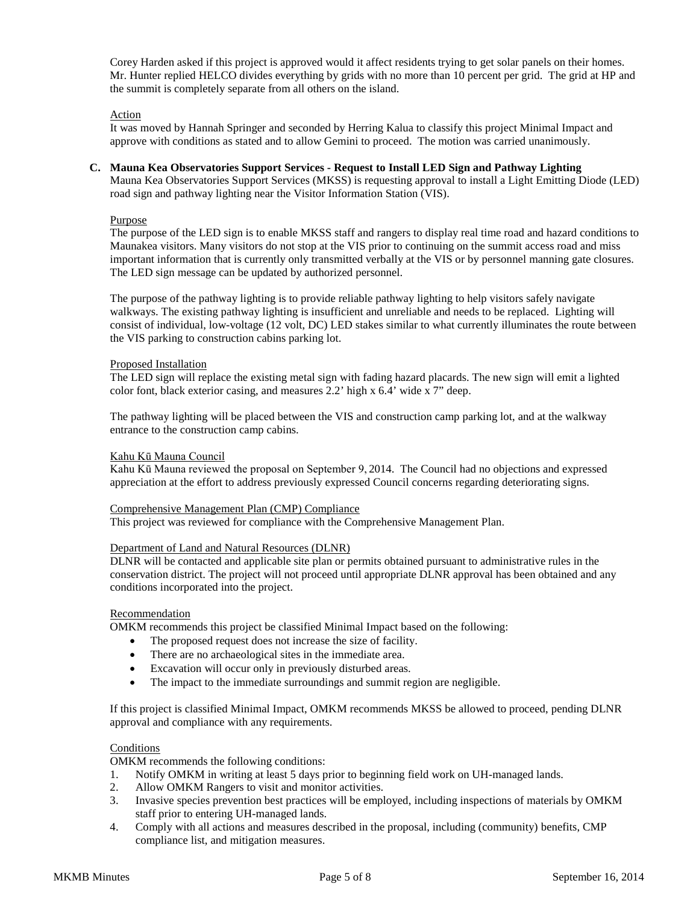Corey Harden asked if this project is approved would it affect residents trying to get solar panels on their homes. Mr. Hunter replied HELCO divides everything by grids with no more than 10 percent per grid. The grid at HP and the summit is completely separate from all others on the island.

Action

It was moved by Hannah Springer and seconded by Herring Kalua to classify this project Minimal Impact and approve with conditions as stated and to allow Gemini to proceed. The motion was carried unanimously.

**C. Mauna Kea Observatories Support Services - Request to Install LED Sign and Pathway Lighting**

Mauna Kea Observatories Support Services (MKSS) is requesting approval to install a Light Emitting Diode (LED) road sign and pathway lighting near the Visitor Information Station (VIS).

Purpose

The purpose of the LED sign is to enable MKSS staff and rangers to display real time road and hazard conditions to Maunakea visitors. Many visitors do not stop at the VIS prior to continuing on the summit access road and miss important information that is currently only transmitted verbally at the VIS or by personnel manning gate closures. The LED sign message can be updated by authorized personnel.

The purpose of the pathway lighting is to provide reliable pathway lighting to help visitors safely navigate walkways. The existing pathway lighting is insufficient and unreliable and needs to be replaced. Lighting will consist of individual, low-voltage (12 volt, DC) LED stakes similar to what currently illuminates the route between the VIS parking to construction cabins parking lot.

Proposed Installation

The LED sign will replace the existing metal sign with fading hazard placards. The new sign will emit a lighted color font, black exterior casing, and measures 2.2' high x 6.4' wide x 7" deep.

The pathway lighting will be placed between the VIS and construction camp parking lot, and at the walkway entrance to the construction camp cabins.

Kahu Kū Mauna Council

Kahu Kū Mauna reviewed the proposal on September 9, 2014. The Council had no objections and expressed appreciation at the effort to address previously expressed Council concerns regarding deteriorating signs.

Comprehensive Management Plan (CMP) Compliance

This project was reviewed for compliance with the Comprehensive Management Plan.

Department of Land and Natural Resources (DLNR)

DLNR will be contacted and applicable site plan or permits obtained pursuant to administrative rules in the conservation district. The project will not proceed until appropriate DLNR approval has been obtained and any conditions incorporated into the project.

Recommendation

OMKM recommends this project be classified Minimal Impact based on the following:

- The proposed request does not increase the size of facility.
- There are no archaeological sites in the immediate area.
- Excavation will occur only in previously disturbed areas.
- The impact to the immediate surroundings and summit region are negligible.

If this project is classified Minimal Impact, OMKM recommends MKSS be allowed to proceed, pending DLNR approval and compliance with any requirements.

Conditions

OMKM recommends the following conditions:

1. Notify OMKM in writing at least 5 days prior to beginning field work on UH-managed lands.
2. Allow OMKM Rangers to visit and monitor activities.
3. Invasive species prevention best practices will be employed, including inspections of materials by OMKM staff prior to entering UH-managed lands.
4. Comply with all actions and measures described in the proposal, including (community) benefits, CMP compliance list, and mitigation measures.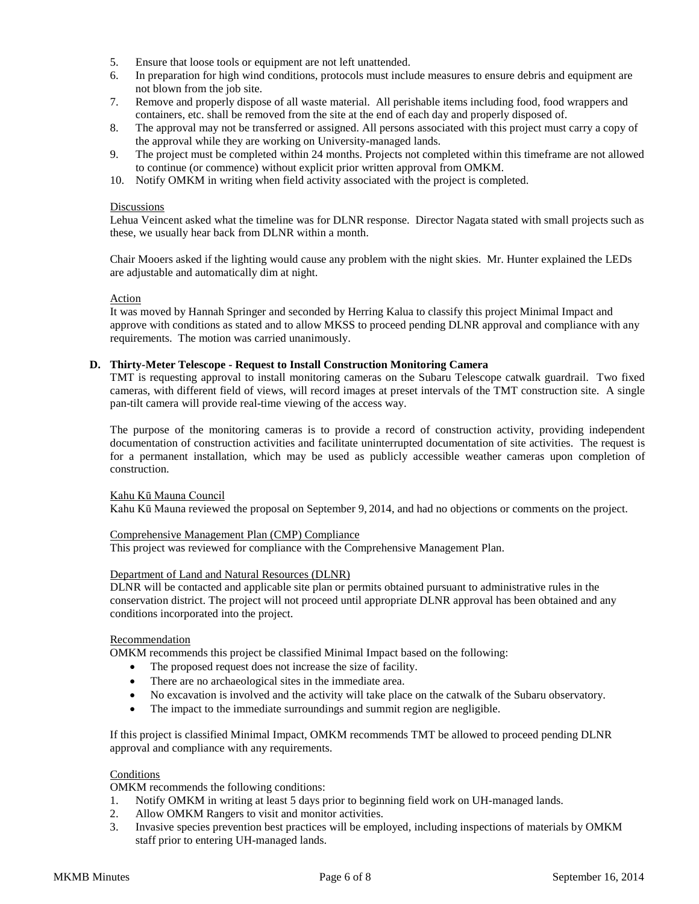5. Ensure that loose tools or equipment are not left unattended.
6. In preparation for high wind conditions, protocols must include measures to ensure debris and equipment are not blown from the job site.
7. Remove and properly dispose of all waste material. All perishable items including food, food wrappers and containers, etc. shall be removed from the site at the end of each day and properly disposed of.
8. The approval may not be transferred or assigned. All persons associated with this project must carry a copy of the approval while they are working on University-managed lands.
9. The project must be completed within 24 months. Projects not completed within this timeframe are not allowed to continue (or commence) without explicit prior written approval from OMKM.
10. Notify OMKM in writing when field activity associated with the project is completed.

Discussions

Lehua Veincent asked what the timeline was for DLNR response. Director Nagata stated with small projects such as these, we usually hear back from DLNR within a month.

Chair Mooers asked if the lighting would cause any problem with the night skies. Mr. Hunter explained the LEDs are adjustable and automatically dim at night.

Action

It was moved by Hannah Springer and seconded by Herring Kalua to classify this project Minimal Impact and approve with conditions as stated and to allow MKSS to proceed pending DLNR approval and compliance with any requirements. The motion was carried unanimously.

**D. Thirty-Meter Telescope - Request to Install Construction Monitoring Camera**

TMT is requesting approval to install monitoring cameras on the Subaru Telescope catwalk guardrail. Two fixed cameras, with different field of views, will record images at preset intervals of the TMT construction site. A single pan-tilt camera will provide real-time viewing of the access way.

The purpose of the monitoring cameras is to provide a record of construction activity, providing independent documentation of construction activities and facilitate uninterrupted documentation of site activities. The request is for a permanent installation, which may be used as publicly accessible weather cameras upon completion of construction.

Kahu Kū Mauna Council

Kahu Kū Mauna reviewed the proposal on September 9, 2014, and had no objections or comments on the project.

Comprehensive Management Plan (CMP) Compliance

This project was reviewed for compliance with the Comprehensive Management Plan.

Department of Land and Natural Resources (DLNR)

DLNR will be contacted and applicable site plan or permits obtained pursuant to administrative rules in the conservation district. The project will not proceed until appropriate DLNR approval has been obtained and any conditions incorporated into the project.

Recommendation

OMKM recommends this project be classified Minimal Impact based on the following:

- The proposed request does not increase the size of facility.
- There are no archaeological sites in the immediate area.
- No excavation is involved and the activity will take place on the catwalk of the Subaru observatory.
- The impact to the immediate surroundings and summit region are negligible.

If this project is classified Minimal Impact, OMKM recommends TMT be allowed to proceed pending DLNR approval and compliance with any requirements.

Conditions

OMKM recommends the following conditions:

1. Notify OMKM in writing at least 5 days prior to beginning field work on UH-managed lands.
2. Allow OMKM Rangers to visit and monitor activities.
3. Invasive species prevention best practices will be employed, including inspections of materials by OMKM staff prior to entering UH-managed lands.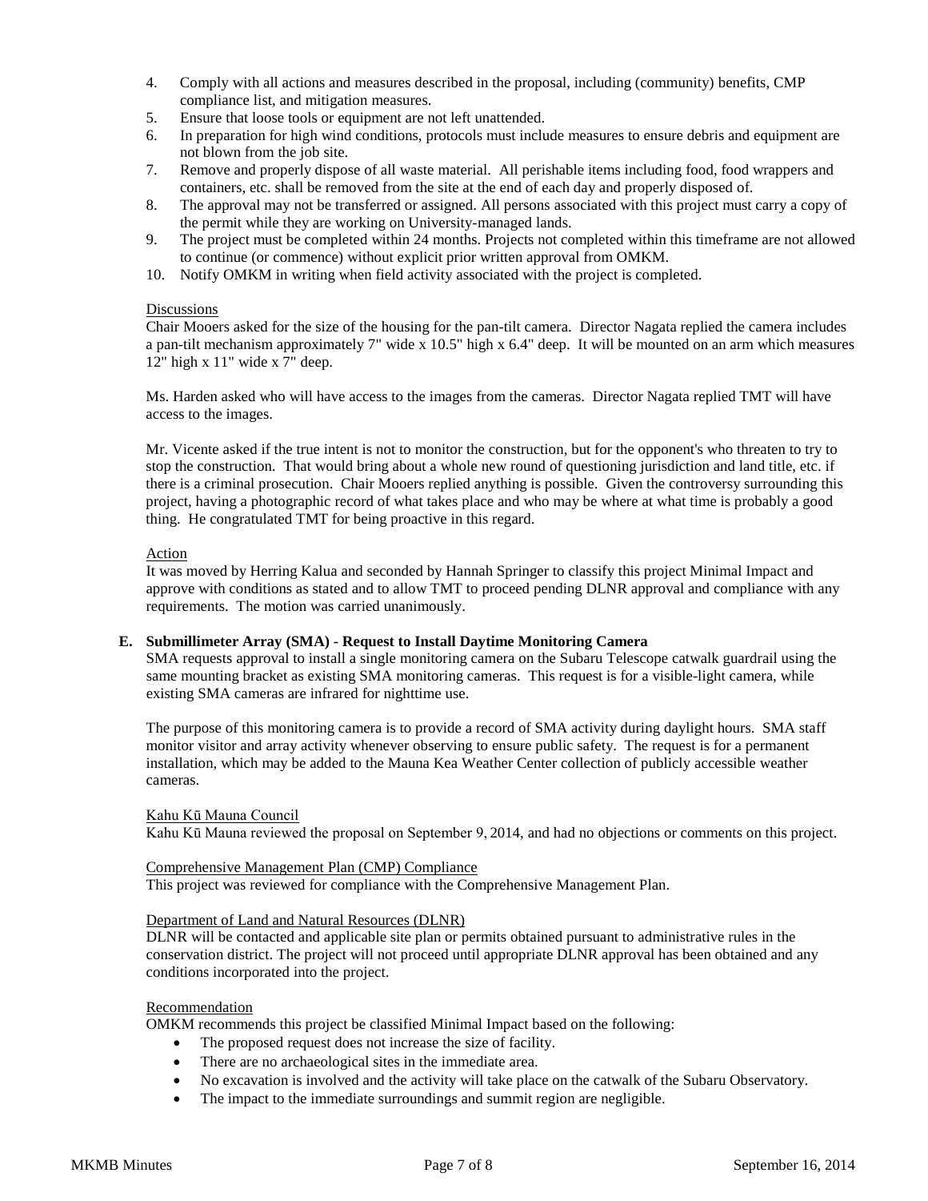4. Comply with all actions and measures described in the proposal, including (community) benefits, CMP compliance list, and mitigation measures.
5. Ensure that loose tools or equipment are not left unattended.
6. In preparation for high wind conditions, protocols must include measures to ensure debris and equipment are not blown from the job site.
7. Remove and properly dispose of all waste material. All perishable items including food, food wrappers and containers, etc. shall be removed from the site at the end of each day and properly disposed of.
8. The approval may not be transferred or assigned. All persons associated with this project must carry a copy of the permit while they are working on University-managed lands.
9. The project must be completed within 24 months. Projects not completed within this timeframe are not allowed to continue (or commence) without explicit prior written approval from OMKM.
10. Notify OMKM in writing when field activity associated with the project is completed.

Discussions

Chair Mooers asked for the size of the housing for the pan-tilt camera. Director Nagata replied the camera includes a pan-tilt mechanism approximately 7" wide x 10.5" high x 6.4" deep. It will be mounted on an arm which measures 12" high x 11" wide x 7" deep.

Ms. Harden asked who will have access to the images from the cameras. Director Nagata replied TMT will have access to the images.

Mr. Vicente asked if the true intent is not to monitor the construction, but for the opponent's who threaten to try to stop the construction. That would bring about a whole new round of questioning jurisdiction and land title, etc. if there is a criminal prosecution. Chair Mooers replied anything is possible. Given the controversy surrounding this project, having a photographic record of what takes place and who may be where at what time is probably a good thing. He congratulated TMT for being proactive in this regard.

Action

It was moved by Herring Kalua and seconded by Hannah Springer to classify this project Minimal Impact and approve with conditions as stated and to allow TMT to proceed pending DLNR approval and compliance with any requirements. The motion was carried unanimously.

**E. Submillimeter Array (SMA) - Request to Install Daytime Monitoring Camera**

SMA requests approval to install a single monitoring camera on the Subaru Telescope catwalk guardrail using the same mounting bracket as existing SMA monitoring cameras. This request is for a visible-light camera, while existing SMA cameras are infrared for nighttime use.

The purpose of this monitoring camera is to provide a record of SMA activity during daylight hours. SMA staff monitor visitor and array activity whenever observing to ensure public safety. The request is for a permanent installation, which may be added to the Mauna Kea Weather Center collection of publicly accessible weather cameras.

Kahu Kū Mauna Council

Kahu Kū Mauna reviewed the proposal on September 9, 2014, and had no objections or comments on this project.

Comprehensive Management Plan (CMP) Compliance

This project was reviewed for compliance with the Comprehensive Management Plan.

Department of Land and Natural Resources (DLNR)

DLNR will be contacted and applicable site plan or permits obtained pursuant to administrative rules in the conservation district. The project will not proceed until appropriate DLNR approval has been obtained and any conditions incorporated into the project.

Recommendation

OMKM recommends this project be classified Minimal Impact based on the following:

- The proposed request does not increase the size of facility.
- There are no archaeological sites in the immediate area.
- No excavation is involved and the activity will take place on the catwalk of the Subaru Observatory.
- The impact to the immediate surroundings and summit region are negligible.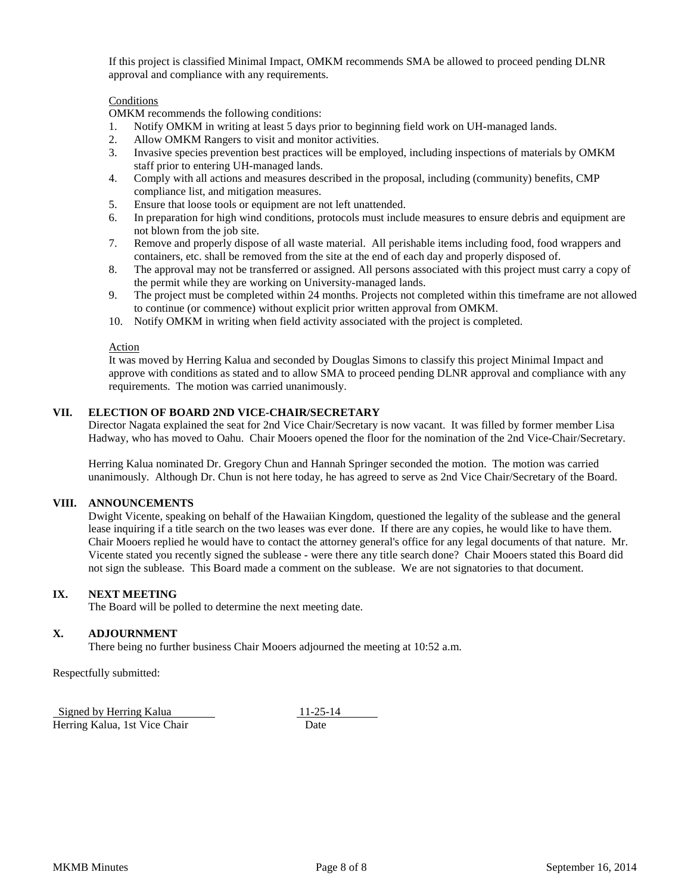If this project is classified Minimal Impact, OMKM recommends SMA be allowed to proceed pending DLNR approval and compliance with any requirements.

Conditions

OMKM recommends the following conditions:

1. Notify OMKM in writing at least 5 days prior to beginning field work on UH-managed lands.
2. Allow OMKM Rangers to visit and monitor activities.
3. Invasive species prevention best practices will be employed, including inspections of materials by OMKM staff prior to entering UH-managed lands.
4. Comply with all actions and measures described in the proposal, including (community) benefits, CMP compliance list, and mitigation measures.
5. Ensure that loose tools or equipment are not left unattended.
6. In preparation for high wind conditions, protocols must include measures to ensure debris and equipment are not blown from the job site.
7. Remove and properly dispose of all waste material. All perishable items including food, food wrappers and containers, etc. shall be removed from the site at the end of each day and properly disposed of.
8. The approval may not be transferred or assigned. All persons associated with this project must carry a copy of the permit while they are working on University-managed lands.
9. The project must be completed within 24 months. Projects not completed within this timeframe are not allowed to continue (or commence) without explicit prior written approval from OMKM.
10. Notify OMKM in writing when field activity associated with the project is completed.

Action

It was moved by Herring Kalua and seconded by Douglas Simons to classify this project Minimal Impact and approve with conditions as stated and to allow SMA to proceed pending DLNR approval and compliance with any requirements. The motion was carried unanimously.

## VII. ELECTION OF BOARD 2ND VICE-CHAIR/SECRETARY

Director Nagata explained the seat for 2nd Vice Chair/Secretary is now vacant. It was filled by former member Lisa Hadway, who has moved to Oahu. Chair Mooers opened the floor for the nomination of the 2nd Vice-Chair/Secretary.

Herring Kalua nominated Dr. Gregory Chun and Hannah Springer seconded the motion. The motion was carried unanimously. Although Dr. Chun is not here today, he has agreed to serve as 2nd Vice Chair/Secretary of the Board.

## VIII. ANNOUNCEMENTS

Dwight Vicente, speaking on behalf of the Hawaiian Kingdom, questioned the legality of the sublease and the general lease inquiring if a title search on the two leases was ever done. If there are any copies, he would like to have them. Chair Mooers replied he would have to contact the attorney general's office for any legal documents of that nature. Mr. Vicente stated you recently signed the sublease - were there any title search done? Chair Mooers stated this Board did not sign the sublease. This Board made a comment on the sublease. We are not signatories to that document.

## IX. NEXT MEETING

The Board will be polled to determine the next meeting date.

## X. ADJOURNMENT

There being no further business Chair Mooers adjourned the meeting at 10:52 a.m.

Respectfully submitted:

Signed by Herring Kalua — 11-25-14

Herring Kalua, 1st Vice Chair — Date